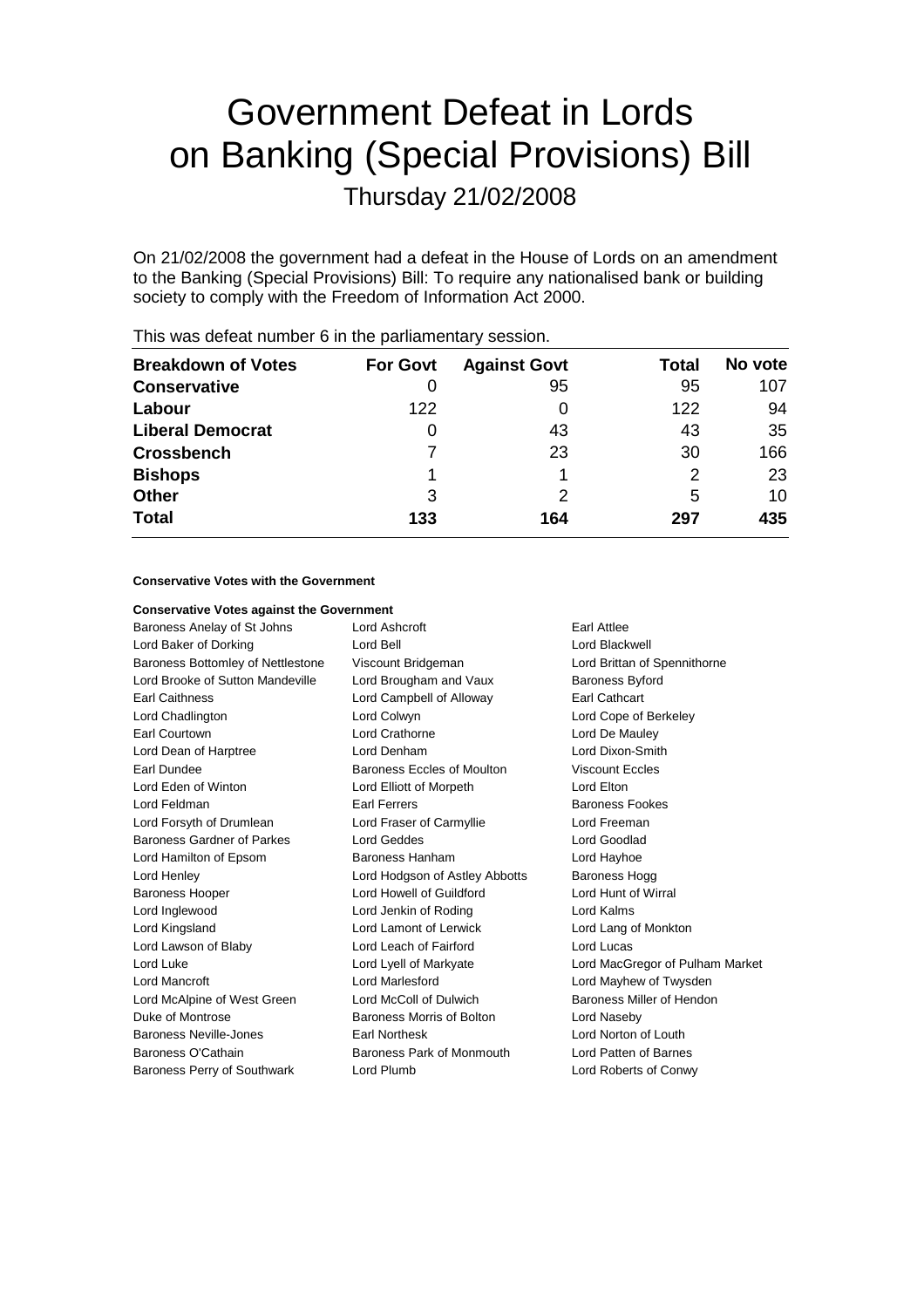# Government Defeat in Lords on Banking (Special Provisions) Bill

Thursday 21/02/2008

On 21/02/2008 the government had a defeat in the House of Lords on an amendment to the Banking (Special Provisions) Bill: To require any nationalised bank or building society to comply with the Freedom of Information Act 2000.

This was defeat number 6 in the parliamentary session.

| Breakdown of Votes | For Govt | Against Govt | Total | No vote |
|---|---|---|---|---|
| Conservative | 0 | 95 | 95 | 107 |
| Labour | 122 | 0 | 122 | 94 |
| Liberal Democrat | 0 | 43 | 43 | 35 |
| Crossbench | 7 | 23 | 30 | 166 |
| Bishops | 1 | 1 | 2 | 23 |
| Other | 3 | 2 | 5 | 10 |
| Total | 133 | 164 | 297 | 435 |

**Conservative Votes with the Government**

**Conservative Votes against the Government**

| | | |
|---|---|---|
| Baroness Anelay of St Johns | Lord Ashcroft | Earl Attlee |
| Lord Baker of Dorking | Lord Bell | Lord Blackwell |
| Baroness Bottomley of Nettlestone | Viscount Bridgeman | Lord Brittan of Spennithorne |
| Lord Brooke of Sutton Mandeville | Lord Brougham and Vaux | Baroness Byford |
| Earl Caithness | Lord Campbell of Alloway | Earl Cathcart |
| Lord Chadlington | Lord Colwyn | Lord Cope of Berkeley |
| Earl Courtown | Lord Crathorne | Lord De Mauley |
| Lord Dean of Harptree | Lord Denham | Lord Dixon-Smith |
| Earl Dundee | Baroness Eccles of Moulton | Viscount Eccles |
| Lord Eden of Winton | Lord Elliott of Morpeth | Lord Elton |
| Lord Feldman | Earl Ferrers | Baroness Fookes |
| Lord Forsyth of Drumlean | Lord Fraser of Carmyllie | Lord Freeman |
| Baroness Gardner of Parkes | Lord Geddes | Lord Goodlad |
| Lord Hamilton of Epsom | Baroness Hanham | Lord Hayhoe |
| Lord Henley | Lord Hodgson of Astley Abbotts | Baroness Hogg |
| Baroness Hooper | Lord Howell of Guildford | Lord Hunt of Wirral |
| Lord Inglewood | Lord Jenkin of Roding | Lord Kalms |
| Lord Kingsland | Lord Lamont of Lerwick | Lord Lang of Monkton |
| Lord Lawson of Blaby | Lord Leach of Fairford | Lord Lucas |
| Lord Luke | Lord Lyell of Markyate | Lord MacGregor of Pulham Market |
| Lord Mancroft | Lord Marlesford | Lord Mayhew of Twysden |
| Lord McAlpine of West Green | Lord McColl of Dulwich | Baroness Miller of Hendon |
| Duke of Montrose | Baroness Morris of Bolton | Lord Naseby |
| Baroness Neville-Jones | Earl Northesk | Lord Norton of Louth |
| Baroness O'Cathain | Baroness Park of Monmouth | Lord Patten of Barnes |
| Baroness Perry of Southwark | Lord Plumb | Lord Roberts of Conwy |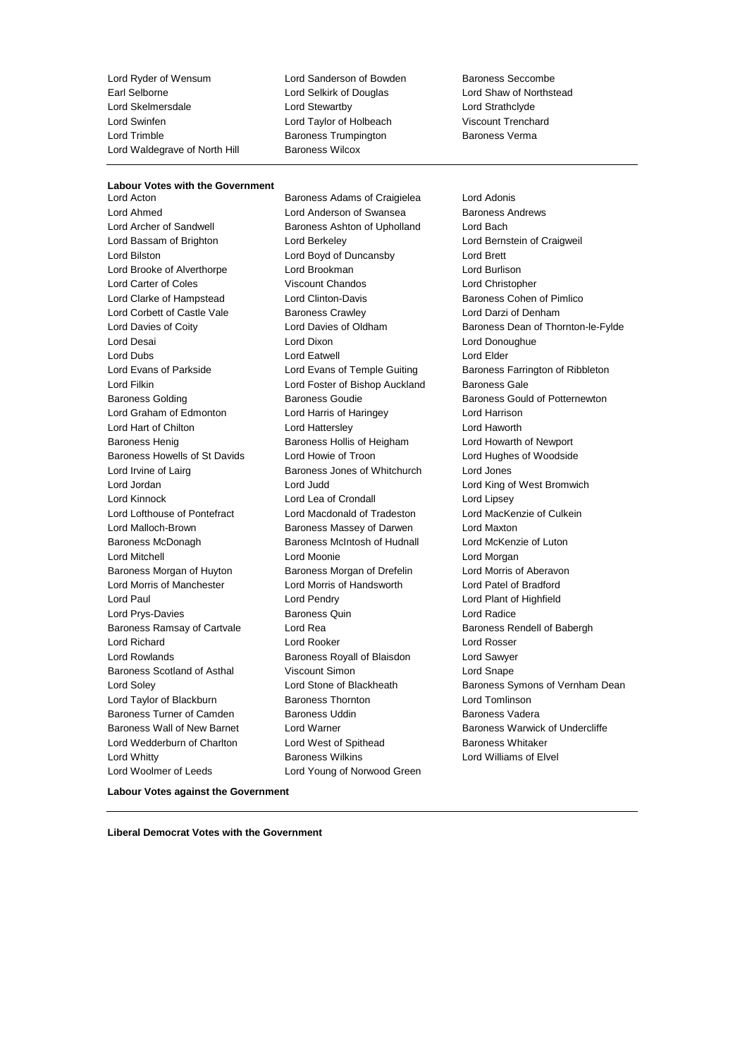Lord Ryder of Wensum
Lord Sanderson of Bowden
Baroness Seccombe
Earl Selborne
Lord Selkirk of Douglas
Lord Shaw of Northstead
Lord Skelmersdale
Lord Stewartby
Lord Strathclyde
Lord Swinfen
Lord Taylor of Holbeach
Viscount Trenchard
Lord Trimble
Baroness Trumpington
Baroness Verma
Lord Waldegrave of North Hill
Baroness Wilcox

**Labour Votes with the Government**

Lord Acton
Baroness Adams of Craigielea
Lord Adonis
Lord Ahmed
Lord Anderson of Swansea
Baroness Andrews
Lord Archer of Sandwell
Baroness Ashton of Upholland
Lord Bach
Lord Bassam of Brighton
Lord Berkeley
Lord Bernstein of Craigweil
Lord Bilston
Lord Boyd of Duncansby
Lord Brett
Lord Brooke of Alverthorpe
Lord Brookman
Lord Burlison
Lord Carter of Coles
Viscount Chandos
Lord Christopher
Lord Clarke of Hampstead
Lord Clinton-Davis
Baroness Cohen of Pimlico
Lord Corbett of Castle Vale
Baroness Crawley
Lord Darzi of Denham
Lord Davies of Coity
Lord Davies of Oldham
Baroness Dean of Thornton-le-Fylde
Lord Desai
Lord Dixon
Lord Donoughue
Lord Dubs
Lord Eatwell
Lord Elder
Lord Evans of Parkside
Lord Evans of Temple Guiting
Baroness Farrington of Ribbleton
Lord Filkin
Lord Foster of Bishop Auckland
Baroness Gale
Baroness Golding
Baroness Goudie
Baroness Gould of Potternewton
Lord Graham of Edmonton
Lord Harris of Haringey
Lord Harrison
Lord Hart of Chilton
Lord Hattersley
Lord Haworth
Baroness Henig
Baroness Hollis of Heigham
Lord Howarth of Newport
Baroness Howells of St Davids
Lord Howie of Troon
Lord Hughes of Woodside
Lord Irvine of Lairg
Baroness Jones of Whitchurch
Lord Jones
Lord Jordan
Lord Judd
Lord King of West Bromwich
Lord Kinnock
Lord Lea of Crondall
Lord Lipsey
Lord Lofthouse of Pontefract
Lord Macdonald of Tradeston
Lord MacKenzie of Culkein
Lord Malloch-Brown
Baroness Massey of Darwen
Lord Maxton
Baroness McDonagh
Baroness McIntosh of Hudnall
Lord McKenzie of Luton
Lord Mitchell
Lord Moonie
Lord Morgan
Baroness Morgan of Huyton
Baroness Morgan of Drefelin
Lord Morris of Aberavon
Lord Morris of Manchester
Lord Morris of Handsworth
Lord Patel of Bradford
Lord Paul
Lord Pendry
Lord Plant of Highfield
Lord Prys-Davies
Baroness Quin
Lord Radice
Baroness Ramsay of Cartvale
Lord Rea
Baroness Rendell of Babergh
Lord Richard
Lord Rooker
Lord Rosser
Lord Rowlands
Baroness Royall of Blaisdon
Lord Sawyer
Baroness Scotland of Asthal
Viscount Simon
Lord Snape
Lord Soley
Lord Stone of Blackheath
Baroness Symons of Vernham Dean
Lord Taylor of Blackburn
Baroness Thornton
Lord Tomlinson
Baroness Turner of Camden
Baroness Uddin
Baroness Vadera
Baroness Wall of New Barnet
Lord Warner
Baroness Warwick of Undercliffe
Lord Wedderburn of Charlton
Lord West of Spithead
Baroness Whitaker
Lord Whitty
Baroness Wilkins
Lord Williams of Elvel
Lord Woolmer of Leeds
Lord Young of Norwood Green

**Labour Votes against the Government**

**Liberal Democrat Votes with the Government**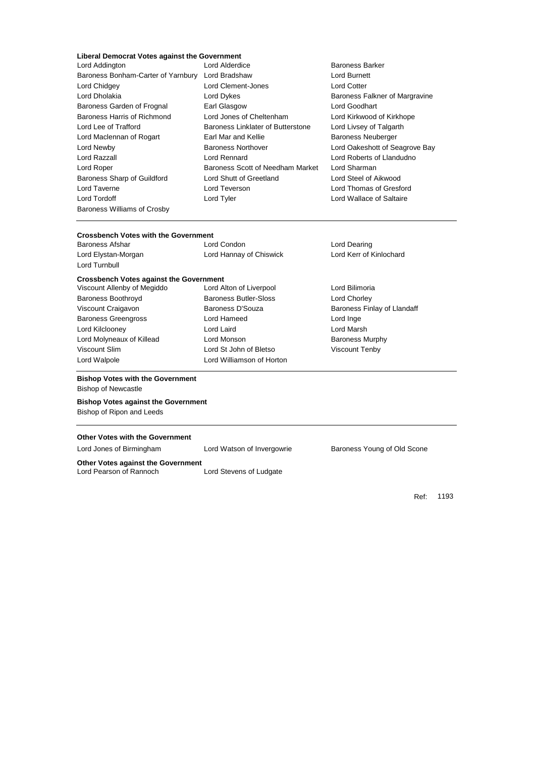**Liberal Democrat Votes against the Government**

Lord Addington
Lord Alderdice
Baroness Barker
Baroness Bonham-Carter of Yarnbury
Lord Bradshaw
Lord Burnett
Lord Chidgey
Lord Clement-Jones
Lord Cotter
Lord Dholakia
Lord Dykes
Baroness Falkner of Margravine
Baroness Garden of Frognal
Earl Glasgow
Lord Goodhart
Baroness Harris of Richmond
Lord Jones of Cheltenham
Lord Kirkwood of Kirkhope
Lord Lee of Trafford
Baroness Linklater of Butterstone
Lord Livsey of Talgarth
Lord Maclennan of Rogart
Earl Mar and Kellie
Baroness Neuberger
Lord Newby
Baroness Northover
Lord Oakeshott of Seagrove Bay
Lord Razzall
Lord Rennard
Lord Roberts of Llandudno
Lord Roper
Baroness Scott of Needham Market
Lord Sharman
Baroness Sharp of Guildford
Lord Shutt of Greetland
Lord Steel of Aikwood
Lord Taverne
Lord Teverson
Lord Thomas of Gresford
Lord Tordoff
Lord Tyler
Lord Wallace of Saltaire
Baroness Williams of Crosby

---

**Crossbench Votes with the Government**

Baroness Afshar
Lord Condon
Lord Dearing
Lord Elystan-Morgan
Lord Hannay of Chiswick
Lord Kerr of Kinlochard
Lord Turnbull

**Crossbench Votes against the Government**

Viscount Allenby of Megiddo
Lord Alton of Liverpool
Lord Bilimoria
Baroness Boothroyd
Baroness Butler-Sloss
Lord Chorley
Viscount Craigavon
Baroness D'Souza
Baroness Finlay of Llandaff
Baroness Greengross
Lord Hameed
Lord Inge
Lord Kilclooney
Lord Laird
Lord Marsh
Lord Molyneaux of Killead
Lord Monson
Baroness Murphy
Viscount Slim
Lord St John of Bletso
Viscount Tenby
Lord Walpole
Lord Williamson of Horton

---

**Bishop Votes with the Government**

Bishop of Newcastle

**Bishop Votes against the Government**

Bishop of Ripon and Leeds

---

**Other Votes with the Government**

Lord Jones of Birmingham
Lord Watson of Invergowrie
Baroness Young of Old Scone

**Other Votes against the Government**

Lord Pearson of Rannoch
Lord Stevens of Ludgate

Ref: 1193